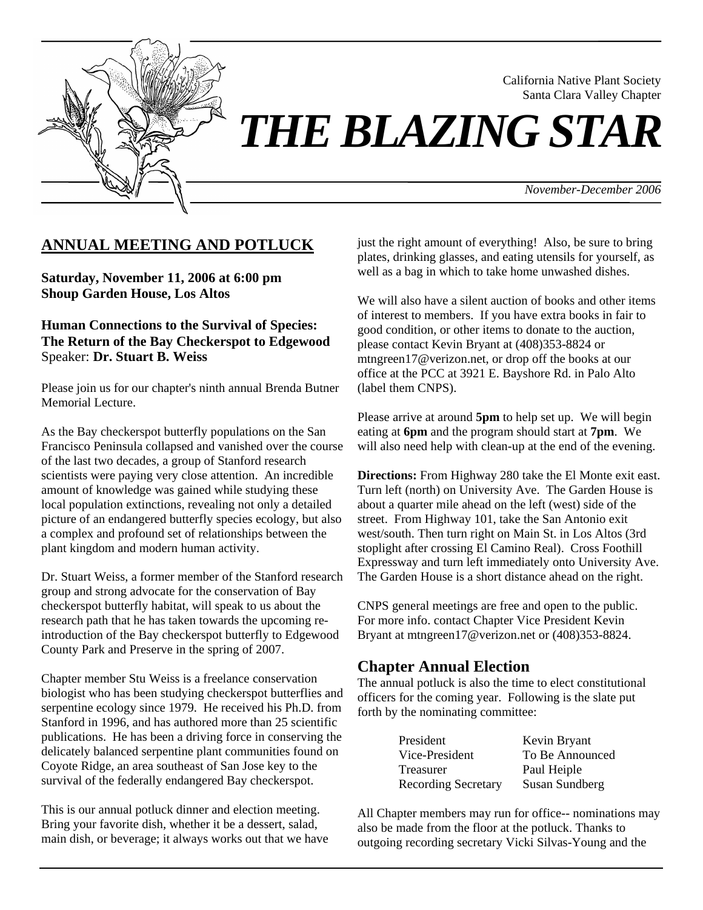California Native Plant Society
Santa Clara Valley Chapter

# *THE BLAZING STAR*

*November-December 2006*

## ANNUAL MEETING AND POTLUCK

**Saturday, November 11, 2006 at 6:00 pm**
**Shoup Garden House, Los Altos**

**Human Connections to the Survival of Species: The Return of the Bay Checkerspot to Edgewood**
Speaker: **Dr. Stuart B. Weiss**

Please join us for our chapter's ninth annual Brenda Butner Memorial Lecture.

As the Bay checkerspot butterfly populations on the San Francisco Peninsula collapsed and vanished over the course of the last two decades, a group of Stanford research scientists were paying very close attention. An incredible amount of knowledge was gained while studying these local population extinctions, revealing not only a detailed picture of an endangered butterfly species ecology, but also a complex and profound set of relationships between the plant kingdom and modern human activity.

Dr. Stuart Weiss, a former member of the Stanford research group and strong advocate for the conservation of Bay checkerspot butterfly habitat, will speak to us about the research path that he has taken towards the upcoming re-introduction of the Bay checkerspot butterfly to Edgewood County Park and Preserve in the spring of 2007.

Chapter member Stu Weiss is a freelance conservation biologist who has been studying checkerspot butterflies and serpentine ecology since 1979. He received his Ph.D. from Stanford in 1996, and has authored more than 25 scientific publications. He has been a driving force in conserving the delicately balanced serpentine plant communities found on Coyote Ridge, an area southeast of San Jose key to the survival of the federally endangered Bay checkerspot.

This is our annual potluck dinner and election meeting. Bring your favorite dish, whether it be a dessert, salad, main dish, or beverage; it always works out that we have just the right amount of everything! Also, be sure to bring plates, drinking glasses, and eating utensils for yourself, as well as a bag in which to take home unwashed dishes.

We will also have a silent auction of books and other items of interest to members. If you have extra books in fair to good condition, or other items to donate to the auction, please contact Kevin Bryant at (408)353-8824 or mtngreen17@verizon.net, or drop off the books at our office at the PCC at 3921 E. Bayshore Rd. in Palo Alto (label them CNPS).

Please arrive at around **5pm** to help set up. We will begin eating at **6pm** and the program should start at **7pm**. We will also need help with clean-up at the end of the evening.

**Directions:** From Highway 280 take the El Monte exit east. Turn left (north) on University Ave. The Garden House is about a quarter mile ahead on the left (west) side of the street. From Highway 101, take the San Antonio exit west/south. Then turn right on Main St. in Los Altos (3rd stoplight after crossing El Camino Real). Cross Foothill Expressway and turn left immediately onto University Ave. The Garden House is a short distance ahead on the right.

CNPS general meetings are free and open to the public. For more info. contact Chapter Vice President Kevin Bryant at mtngreen17@verizon.net or (408)353-8824.

## Chapter Annual Election

The annual potluck is also the time to elect constitutional officers for the coming year. Following is the slate put forth by the nominating committee:

| | |
|---|---|
| President | Kevin Bryant |
| Vice-President | To Be Announced |
| Treasurer | Paul Heiple |
| Recording Secretary | Susan Sundberg |

All Chapter members may run for office-- nominations may also be made from the floor at the potluck. Thanks to outgoing recording secretary Vicki Silvas-Young and the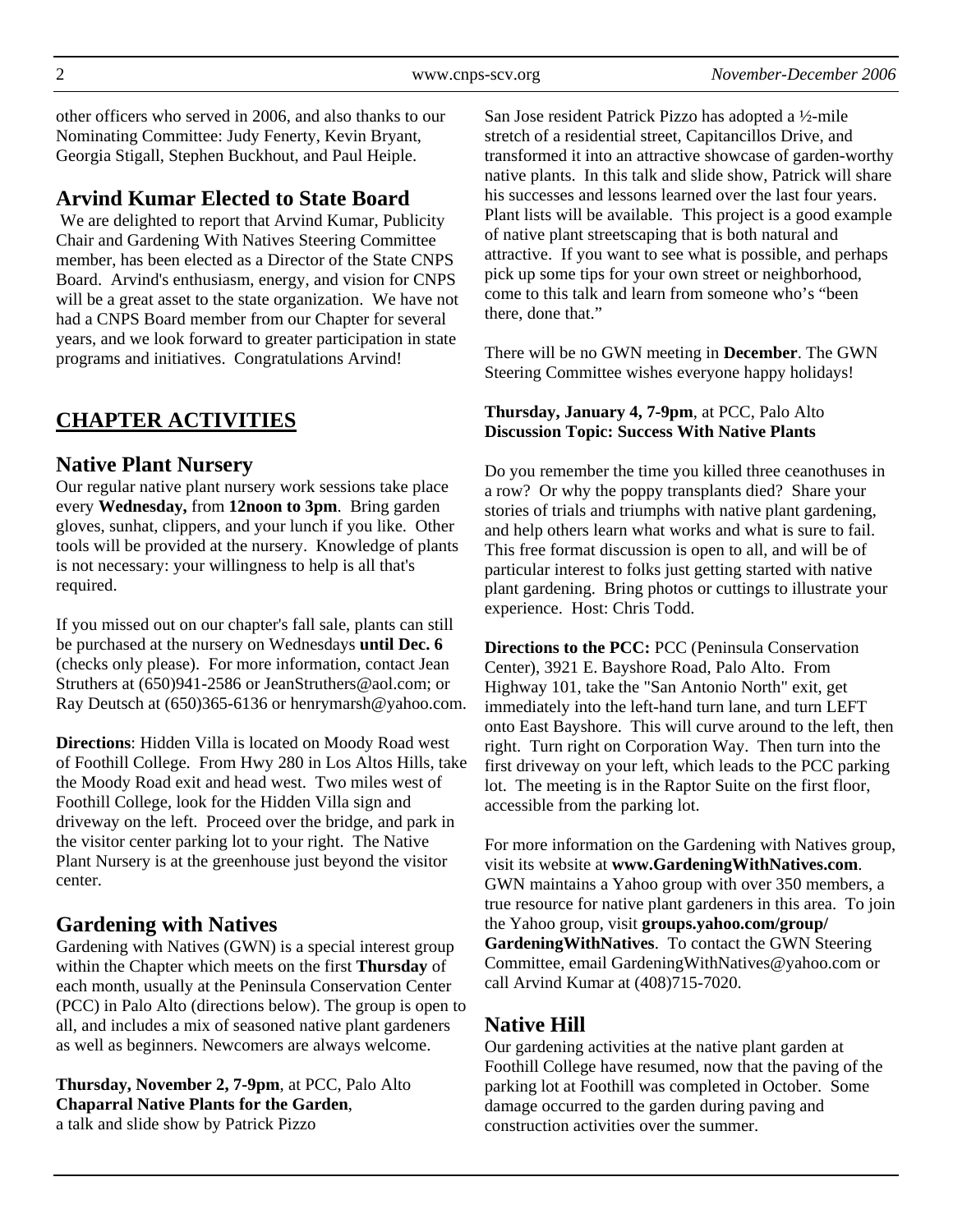other officers who served in 2006, and also thanks to our Nominating Committee: Judy Fenerty, Kevin Bryant, Georgia Stigall, Stephen Buckhout, and Paul Heiple.

## Arvind Kumar Elected to State Board

We are delighted to report that Arvind Kumar, Publicity Chair and Gardening With Natives Steering Committee member, has been elected as a Director of the State CNPS Board. Arvind's enthusiasm, energy, and vision for CNPS will be a great asset to the state organization. We have not had a CNPS Board member from our Chapter for several years, and we look forward to greater participation in state programs and initiatives. Congratulations Arvind!

# CHAPTER ACTIVITIES

## Native Plant Nursery

Our regular native plant nursery work sessions take place every **Wednesday,** from **12noon to 3pm**. Bring garden gloves, sunhat, clippers, and your lunch if you like. Other tools will be provided at the nursery. Knowledge of plants is not necessary: your willingness to help is all that's required.

If you missed out on our chapter's fall sale, plants can still be purchased at the nursery on Wednesdays **until Dec. 6** (checks only please). For more information, contact Jean Struthers at (650)941-2586 or JeanStruthers@aol.com; or Ray Deutsch at (650)365-6136 or henrymarsh@yahoo.com.

**Directions**: Hidden Villa is located on Moody Road west of Foothill College. From Hwy 280 in Los Altos Hills, take the Moody Road exit and head west. Two miles west of Foothill College, look for the Hidden Villa sign and driveway on the left. Proceed over the bridge, and park in the visitor center parking lot to your right. The Native Plant Nursery is at the greenhouse just beyond the visitor center.

## Gardening with Natives

Gardening with Natives (GWN) is a special interest group within the Chapter which meets on the first **Thursday** of each month, usually at the Peninsula Conservation Center (PCC) in Palo Alto (directions below). The group is open to all, and includes a mix of seasoned native plant gardeners as well as beginners. Newcomers are always welcome.

**Thursday, November 2, 7-9pm**, at PCC, Palo Alto
**Chaparral Native Plants for the Garden**,
a talk and slide show by Patrick Pizzo

San Jose resident Patrick Pizzo has adopted a ½-mile stretch of a residential street, Capitancillos Drive, and transformed it into an attractive showcase of garden-worthy native plants. In this talk and slide show, Patrick will share his successes and lessons learned over the last four years. Plant lists will be available. This project is a good example of native plant streetscaping that is both natural and attractive. If you want to see what is possible, and perhaps pick up some tips for your own street or neighborhood, come to this talk and learn from someone who's "been there, done that."

There will be no GWN meeting in **December**. The GWN Steering Committee wishes everyone happy holidays!

**Thursday, January 4, 7-9pm**, at PCC, Palo Alto
**Discussion Topic: Success With Native Plants**

Do you remember the time you killed three ceanothuses in a row? Or why the poppy transplants died? Share your stories of trials and triumphs with native plant gardening, and help others learn what works and what is sure to fail. This free format discussion is open to all, and will be of particular interest to folks just getting started with native plant gardening. Bring photos or cuttings to illustrate your experience. Host: Chris Todd.

**Directions to the PCC:** PCC (Peninsula Conservation Center), 3921 E. Bayshore Road, Palo Alto. From Highway 101, take the "San Antonio North" exit, get immediately into the left-hand turn lane, and turn LEFT onto East Bayshore. This will curve around to the left, then right. Turn right on Corporation Way. Then turn into the first driveway on your left, which leads to the PCC parking lot. The meeting is in the Raptor Suite on the first floor, accessible from the parking lot.

For more information on the Gardening with Natives group, visit its website at **www.GardeningWithNatives.com**. GWN maintains a Yahoo group with over 350 members, a true resource for native plant gardeners in this area. To join the Yahoo group, visit **groups.yahoo.com/group/GardeningWithNatives**. To contact the GWN Steering Committee, email GardeningWithNatives@yahoo.com or call Arvind Kumar at (408)715-7020.

## Native Hill

Our gardening activities at the native plant garden at Foothill College have resumed, now that the paving of the parking lot at Foothill was completed in October. Some damage occurred to the garden during paving and construction activities over the summer.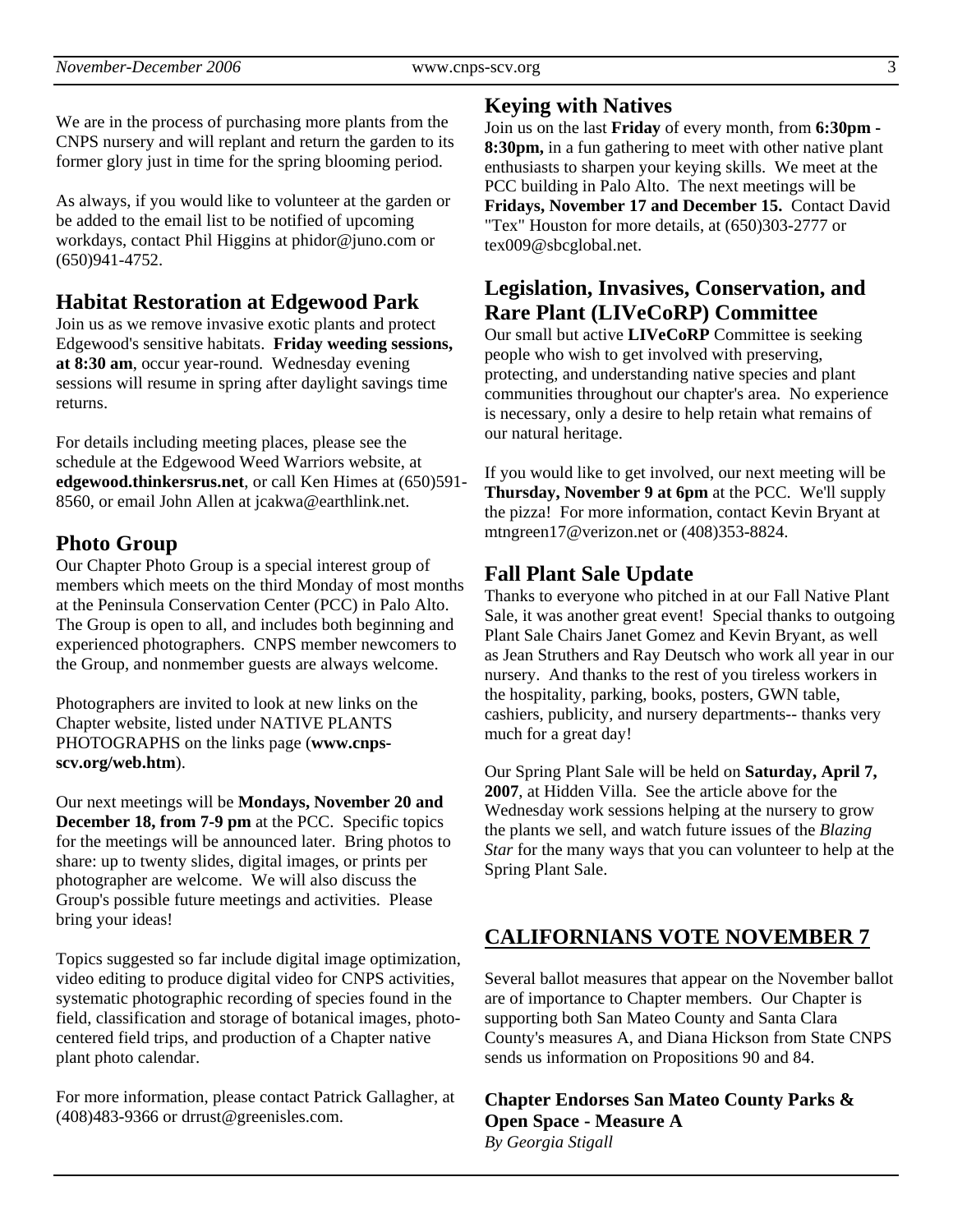We are in the process of purchasing more plants from the CNPS nursery and will replant and return the garden to its former glory just in time for the spring blooming period.

As always, if you would like to volunteer at the garden or be added to the email list to be notified of upcoming workdays, contact Phil Higgins at phidor@juno.com or (650)941-4752.

## Habitat Restoration at Edgewood Park

Join us as we remove invasive exotic plants and protect Edgewood's sensitive habitats. **Friday weeding sessions, at 8:30 am**, occur year-round. Wednesday evening sessions will resume in spring after daylight savings time returns.

For details including meeting places, please see the schedule at the Edgewood Weed Warriors website, at **edgewood.thinkersrus.net**, or call Ken Himes at (650)591-8560, or email John Allen at jcakwa@earthlink.net.

## Photo Group

Our Chapter Photo Group is a special interest group of members which meets on the third Monday of most months at the Peninsula Conservation Center (PCC) in Palo Alto. The Group is open to all, and includes both beginning and experienced photographers. CNPS member newcomers to the Group, and nonmember guests are always welcome.

Photographers are invited to look at new links on the Chapter website, listed under NATIVE PLANTS PHOTOGRAPHS on the links page (**www.cnps-scv.org/web.htm**).

Our next meetings will be **Mondays, November 20 and December 18, from 7-9 pm** at the PCC. Specific topics for the meetings will be announced later. Bring photos to share: up to twenty slides, digital images, or prints per photographer are welcome. We will also discuss the Group's possible future meetings and activities. Please bring your ideas!

Topics suggested so far include digital image optimization, video editing to produce digital video for CNPS activities, systematic photographic recording of species found in the field, classification and storage of botanical images, photo-centered field trips, and production of a Chapter native plant photo calendar.

For more information, please contact Patrick Gallagher, at (408)483-9366 or drrust@greenisles.com.

## Keying with Natives

Join us on the last **Friday** of every month, from **6:30pm - 8:30pm,** in a fun gathering to meet with other native plant enthusiasts to sharpen your keying skills. We meet at the PCC building in Palo Alto. The next meetings will be **Fridays, November 17 and December 15.** Contact David "Tex" Houston for more details, at (650)303-2777 or tex009@sbcglobal.net.

## Legislation, Invasives, Conservation, and Rare Plant (LIVeCoRP) Committee

Our small but active **LIVeCoRP** Committee is seeking people who wish to get involved with preserving, protecting, and understanding native species and plant communities throughout our chapter's area. No experience is necessary, only a desire to help retain what remains of our natural heritage.

If you would like to get involved, our next meeting will be **Thursday, November 9 at 6pm** at the PCC. We'll supply the pizza! For more information, contact Kevin Bryant at mtngreen17@verizon.net or (408)353-8824.

## Fall Plant Sale Update

Thanks to everyone who pitched in at our Fall Native Plant Sale, it was another great event! Special thanks to outgoing Plant Sale Chairs Janet Gomez and Kevin Bryant, as well as Jean Struthers and Ray Deutsch who work all year in our nursery. And thanks to the rest of you tireless workers in the hospitality, parking, books, posters, GWN table, cashiers, publicity, and nursery departments-- thanks very much for a great day!

Our Spring Plant Sale will be held on **Saturday, April 7, 2007**, at Hidden Villa. See the article above for the Wednesday work sessions helping at the nursery to grow the plants we sell, and watch future issues of the *Blazing Star* for the many ways that you can volunteer to help at the Spring Plant Sale.

## CALIFORNIANS VOTE NOVEMBER 7

Several ballot measures that appear on the November ballot are of importance to Chapter members. Our Chapter is supporting both San Mateo County and Santa Clara County's measures A, and Diana Hickson from State CNPS sends us information on Propositions 90 and 84.

### Chapter Endorses San Mateo County Parks & Open Space - Measure A

*By Georgia Stigall*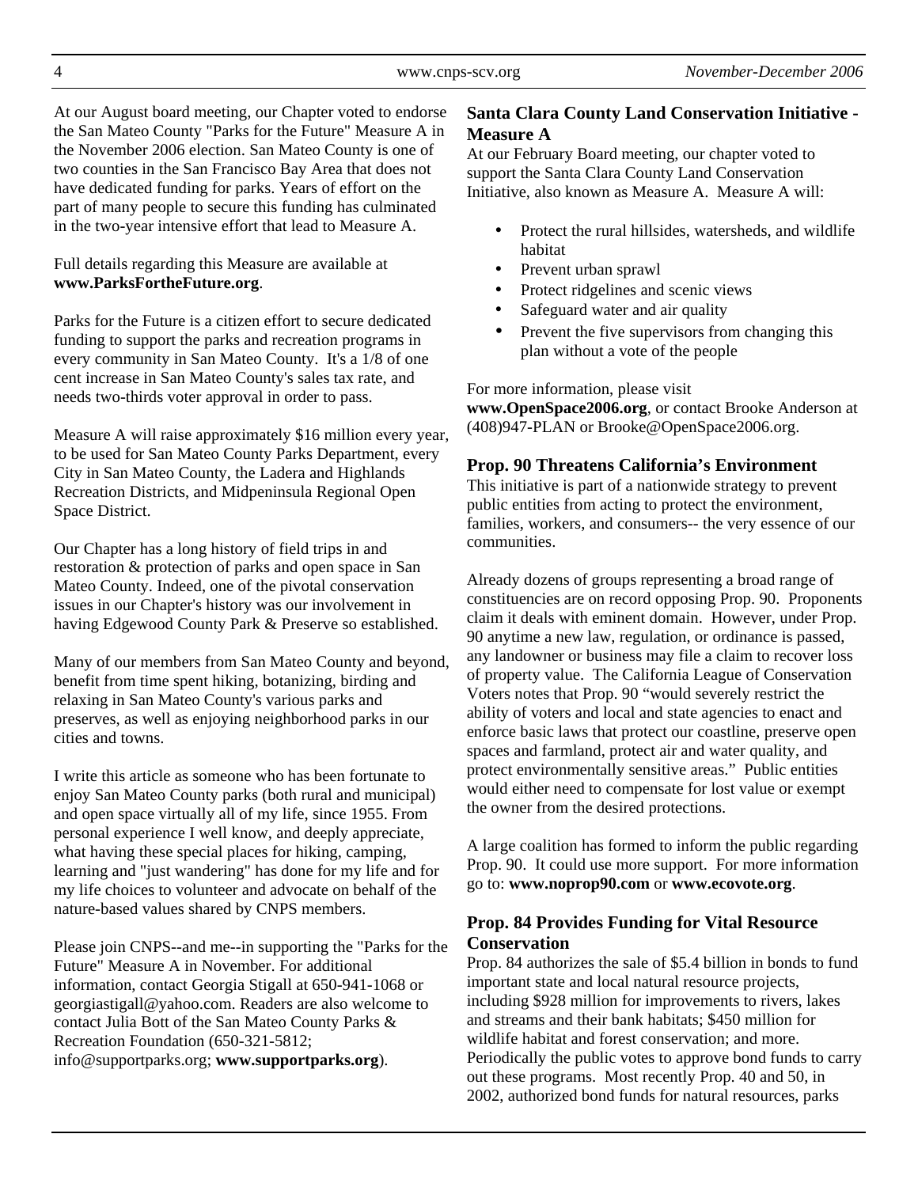At our August board meeting, our Chapter voted to endorse the San Mateo County "Parks for the Future" Measure A in the November 2006 election. San Mateo County is one of two counties in the San Francisco Bay Area that does not have dedicated funding for parks. Years of effort on the part of many people to secure this funding has culminated in the two-year intensive effort that lead to Measure A.

Full details regarding this Measure are available at **www.ParksFortheFuture.org**.

Parks for the Future is a citizen effort to secure dedicated funding to support the parks and recreation programs in every community in San Mateo County. It's a 1/8 of one cent increase in San Mateo County's sales tax rate, and needs two-thirds voter approval in order to pass.

Measure A will raise approximately $16 million every year, to be used for San Mateo County Parks Department, every City in San Mateo County, the Ladera and Highlands Recreation Districts, and Midpeninsula Regional Open Space District.

Our Chapter has a long history of field trips in and restoration & protection of parks and open space in San Mateo County. Indeed, one of the pivotal conservation issues in our Chapter's history was our involvement in having Edgewood County Park & Preserve so established.

Many of our members from San Mateo County and beyond, benefit from time spent hiking, botanizing, birding and relaxing in San Mateo County's various parks and preserves, as well as enjoying neighborhood parks in our cities and towns.

I write this article as someone who has been fortunate to enjoy San Mateo County parks (both rural and municipal) and open space virtually all of my life, since 1955. From personal experience I well know, and deeply appreciate, what having these special places for hiking, camping, learning and "just wandering" has done for my life and for my life choices to volunteer and advocate on behalf of the nature-based values shared by CNPS members.

Please join CNPS--and me--in supporting the "Parks for the Future" Measure A in November. For additional information, contact Georgia Stigall at 650-941-1068 or georgiastigall@yahoo.com. Readers are also welcome to contact Julia Bott of the San Mateo County Parks & Recreation Foundation (650-321-5812; info@supportparks.org; **www.supportparks.org**).

### Santa Clara County Land Conservation Initiative - Measure A

At our February Board meeting, our chapter voted to support the Santa Clara County Land Conservation Initiative, also known as Measure A. Measure A will:

- Protect the rural hillsides, watersheds, and wildlife habitat
- Prevent urban sprawl
- Protect ridgelines and scenic views
- Safeguard water and air quality
- Prevent the five supervisors from changing this plan without a vote of the people

For more information, please visit **www.OpenSpace2006.org**, or contact Brooke Anderson at (408)947-PLAN or Brooke@OpenSpace2006.org.

### Prop. 90 Threatens California's Environment

This initiative is part of a nationwide strategy to prevent public entities from acting to protect the environment, families, workers, and consumers-- the very essence of our communities.

Already dozens of groups representing a broad range of constituencies are on record opposing Prop. 90. Proponents claim it deals with eminent domain. However, under Prop. 90 anytime a new law, regulation, or ordinance is passed, any landowner or business may file a claim to recover loss of property value. The California League of Conservation Voters notes that Prop. 90 "would severely restrict the ability of voters and local and state agencies to enact and enforce basic laws that protect our coastline, preserve open spaces and farmland, protect air and water quality, and protect environmentally sensitive areas." Public entities would either need to compensate for lost value or exempt the owner from the desired protections.

A large coalition has formed to inform the public regarding Prop. 90. It could use more support. For more information go to: **www.noprop90.com** or **www.ecovote.org**.

### Prop. 84 Provides Funding for Vital Resource Conservation

Prop. 84 authorizes the sale of $5.4 billion in bonds to fund important state and local natural resource projects, including $928 million for improvements to rivers, lakes and streams and their bank habitats; $450 million for wildlife habitat and forest conservation; and more. Periodically the public votes to approve bond funds to carry out these programs. Most recently Prop. 40 and 50, in 2002, authorized bond funds for natural resources, parks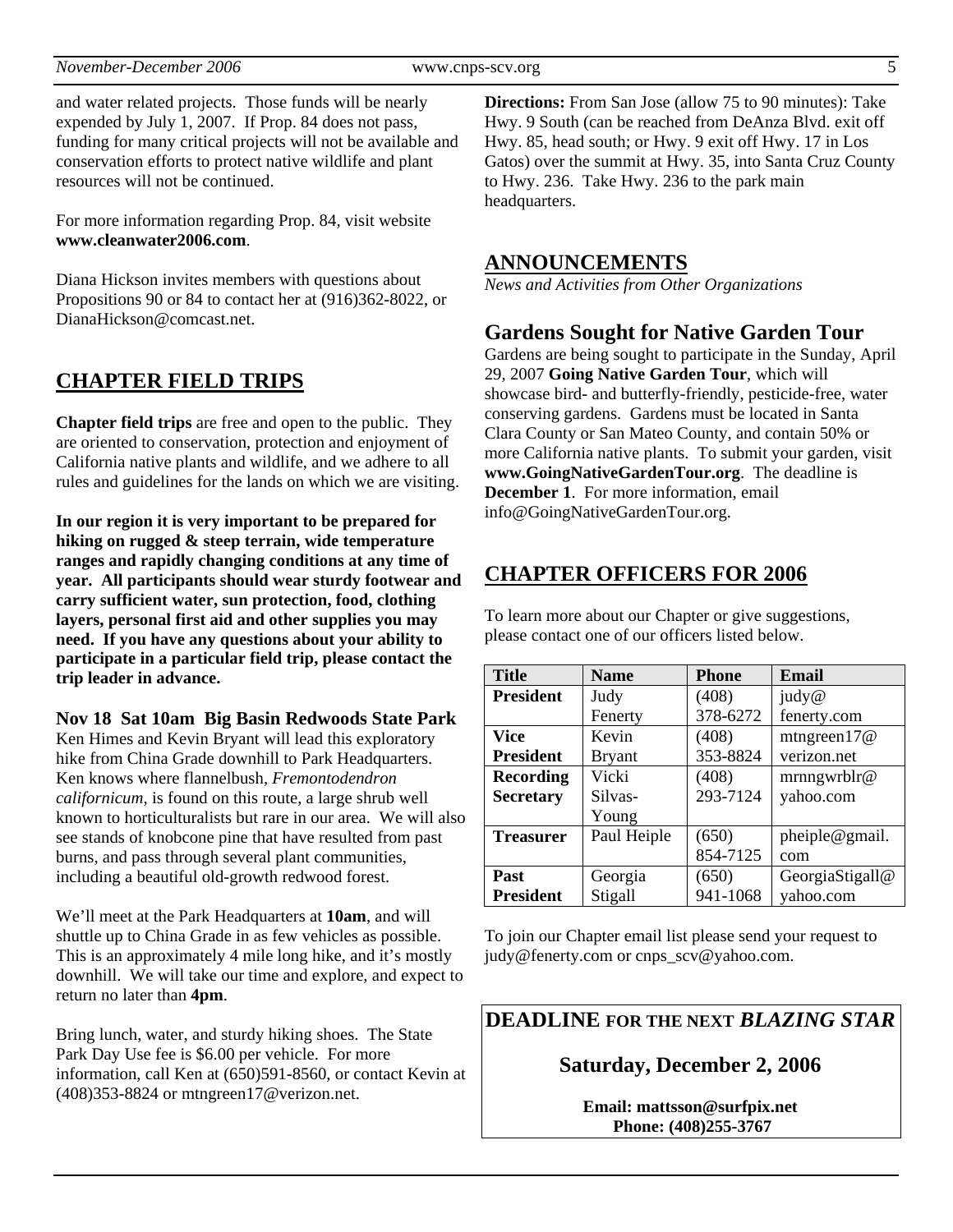and water related projects. Those funds will be nearly expended by July 1, 2007. If Prop. 84 does not pass, funding for many critical projects will not be available and conservation efforts to protect native wildlife and plant resources will not be continued.

For more information regarding Prop. 84, visit website **www.cleanwater2006.com**.

Diana Hickson invites members with questions about Propositions 90 or 84 to contact her at (916)362-8022, or DianaHickson@comcast.net.

## CHAPTER FIELD TRIPS

**Chapter field trips** are free and open to the public. They are oriented to conservation, protection and enjoyment of California native plants and wildlife, and we adhere to all rules and guidelines for the lands on which we are visiting.

**In our region it is very important to be prepared for hiking on rugged & steep terrain, wide temperature ranges and rapidly changing conditions at any time of year. All participants should wear sturdy footwear and carry sufficient water, sun protection, food, clothing layers, personal first aid and other supplies you may need. If you have any questions about your ability to participate in a particular field trip, please contact the trip leader in advance.**

### Nov 18 Sat 10am Big Basin Redwoods State Park

Ken Himes and Kevin Bryant will lead this exploratory hike from China Grade downhill to Park Headquarters. Ken knows where flannelbush, *Fremontodendron californicum*, is found on this route, a large shrub well known to horticulturalists but rare in our area. We will also see stands of knobcone pine that have resulted from past burns, and pass through several plant communities, including a beautiful old-growth redwood forest.

We'll meet at the Park Headquarters at **10am**, and will shuttle up to China Grade in as few vehicles as possible. This is an approximately 4 mile long hike, and it's mostly downhill. We will take our time and explore, and expect to return no later than **4pm**.

Bring lunch, water, and sturdy hiking shoes. The State Park Day Use fee is $6.00 per vehicle. For more information, call Ken at (650)591-8560, or contact Kevin at (408)353-8824 or mtngreen17@verizon.net.

**Directions:** From San Jose (allow 75 to 90 minutes): Take Hwy. 9 South (can be reached from DeAnza Blvd. exit off Hwy. 85, head south; or Hwy. 9 exit off Hwy. 17 in Los Gatos) over the summit at Hwy. 35, into Santa Cruz County to Hwy. 236. Take Hwy. 236 to the park main headquarters.

## ANNOUNCEMENTS

*News and Activities from Other Organizations*

### Gardens Sought for Native Garden Tour

Gardens are being sought to participate in the Sunday, April 29, 2007 **Going Native Garden Tour**, which will showcase bird- and butterfly-friendly, pesticide-free, water conserving gardens. Gardens must be located in Santa Clara County or San Mateo County, and contain 50% or more California native plants. To submit your garden, visit **www.GoingNativeGardenTour.org**. The deadline is **December 1**. For more information, email info@GoingNativeGardenTour.org.

## CHAPTER OFFICERS FOR 2006

To learn more about our Chapter or give suggestions, please contact one of our officers listed below.

| Title | Name | Phone | Email |
|---|---|---|---|
| **President** | Judy Fenerty | (408) 378-6272 | judy@fenerty.com |
| **Vice President** | Kevin Bryant | (408) 353-8824 | mtngreen17@verizon.net |
| **Recording Secretary** | Vicki Silvas-Young | (408) 293-7124 | mrnngwrblr@yahoo.com |
| **Treasurer** | Paul Heiple | (650) 854-7125 | pheiple@gmail.com |
| **Past President** | Georgia Stigall | (650) 941-1068 | GeorgiaStigall@yahoo.com |

To join our Chapter email list please send your request to judy@fenerty.com or cnps_scv@yahoo.com.

**DEADLINE FOR THE NEXT *BLAZING STAR***

**Saturday, December 2, 2006**

**Email: mattsson@surfpix.net**
**Phone: (408)255-3767**